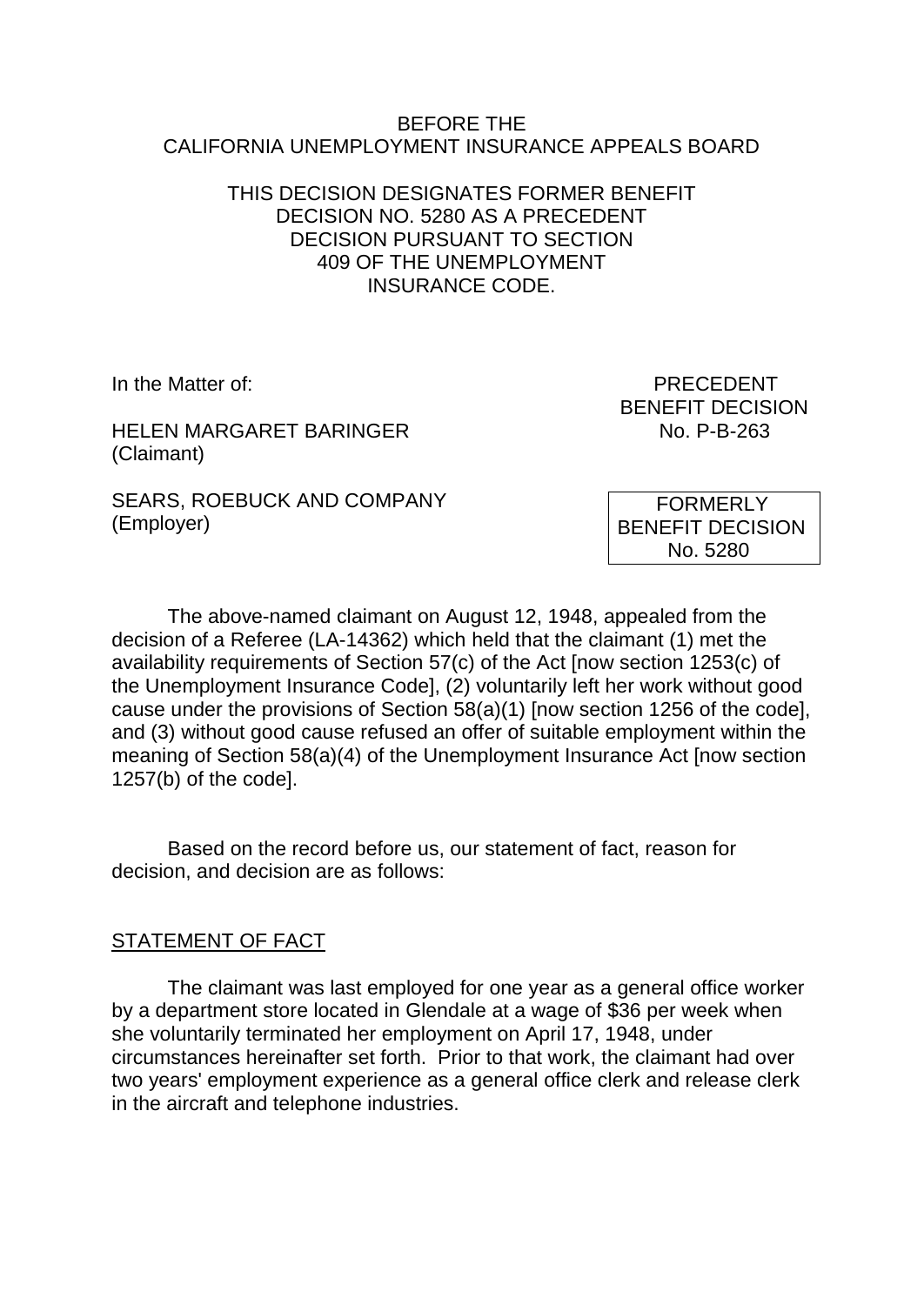BEFORE THE
CALIFORNIA UNEMPLOYMENT INSURANCE APPEALS BOARD

THIS DECISION DESIGNATES FORMER BENEFIT DECISION NO. 5280 AS A PRECEDENT DECISION PURSUANT TO SECTION 409 OF THE UNEMPLOYMENT INSURANCE CODE.

In the Matter of:

HELEN MARGARET BARINGER
(Claimant)

SEARS, ROEBUCK AND COMPANY
(Employer)

PRECEDENT
BENEFIT DECISION
No. P-B-263

FORMERLY
BENEFIT DECISION
No. 5280

The above-named claimant on August 12, 1948, appealed from the decision of a Referee (LA-14362) which held that the claimant (1) met the availability requirements of Section 57(c) of the Act [now section 1253(c) of the Unemployment Insurance Code], (2) voluntarily left her work without good cause under the provisions of Section 58(a)(1) [now section 1256 of the code], and (3) without good cause refused an offer of suitable employment within the meaning of Section 58(a)(4) of the Unemployment Insurance Act [now section 1257(b) of the code].

Based on the record before us, our statement of fact, reason for decision, and decision are as follows:

## STATEMENT OF FACT

The claimant was last employed for one year as a general office worker by a department store located in Glendale at a wage of $36 per week when she voluntarily terminated her employment on April 17, 1948, under circumstances hereinafter set forth. Prior to that work, the claimant had over two years' employment experience as a general office clerk and release clerk in the aircraft and telephone industries.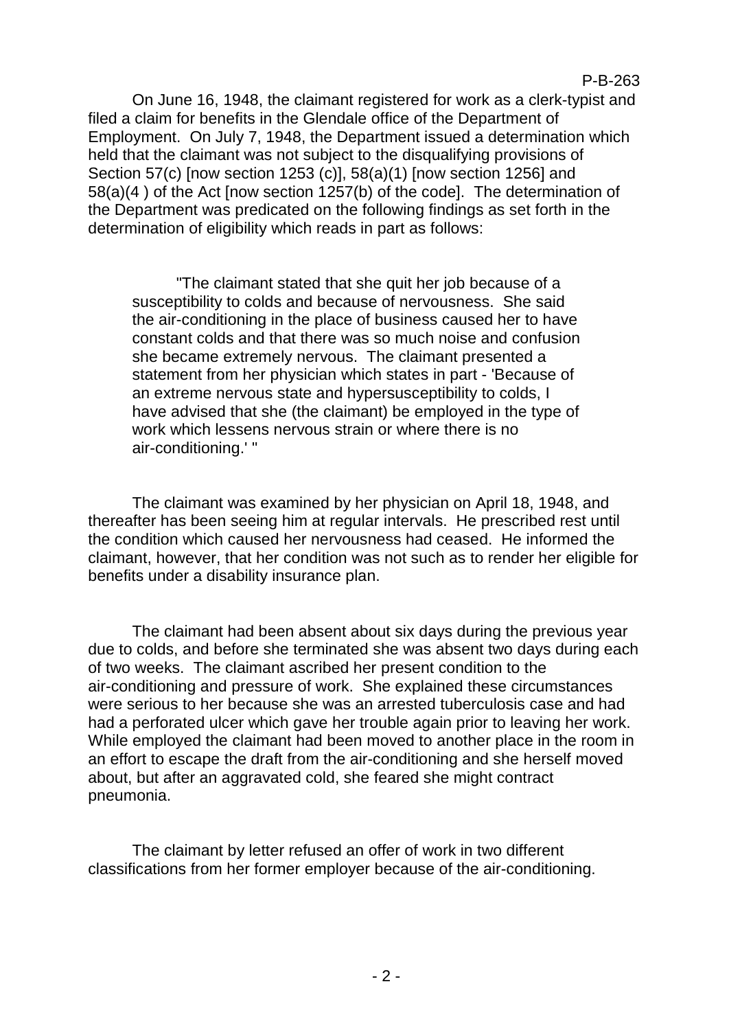On June 16, 1948, the claimant registered for work as a clerk-typist and filed a claim for benefits in the Glendale office of the Department of Employment. On July 7, 1948, the Department issued a determination which held that the claimant was not subject to the disqualifying provisions of Section 57(c) [now section 1253 (c)], 58(a)(1) [now section 1256] and 58(a)(4 ) of the Act [now section 1257(b) of the code]. The determination of the Department was predicated on the following findings as set forth in the determination of eligibility which reads in part as follows:

> "The claimant stated that she quit her job because of a susceptibility to colds and because of nervousness. She said the air-conditioning in the place of business caused her to have constant colds and that there was so much noise and confusion she became extremely nervous. The claimant presented a statement from her physician which states in part - 'Because of an extreme nervous state and hypersusceptibility to colds, I have advised that she (the claimant) be employed in the type of work which lessens nervous strain or where there is no air-conditioning.' "

The claimant was examined by her physician on April 18, 1948, and thereafter has been seeing him at regular intervals. He prescribed rest until the condition which caused her nervousness had ceased. He informed the claimant, however, that her condition was not such as to render her eligible for benefits under a disability insurance plan.

The claimant had been absent about six days during the previous year due to colds, and before she terminated she was absent two days during each of two weeks. The claimant ascribed her present condition to the air-conditioning and pressure of work. She explained these circumstances were serious to her because she was an arrested tuberculosis case and had had a perforated ulcer which gave her trouble again prior to leaving her work. While employed the claimant had been moved to another place in the room in an effort to escape the draft from the air-conditioning and she herself moved about, but after an aggravated cold, she feared she might contract pneumonia.

The claimant by letter refused an offer of work in two different classifications from her former employer because of the air-conditioning.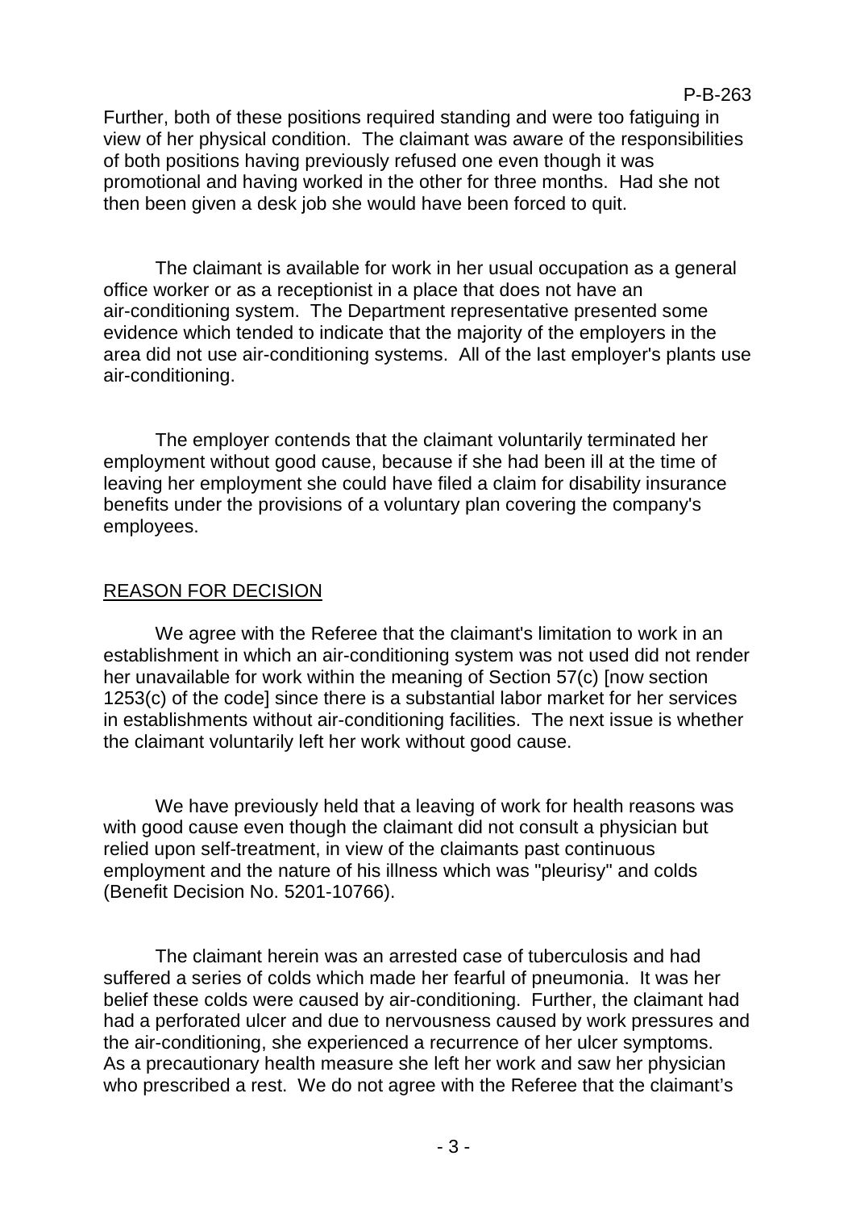Further, both of these positions required standing and were too fatiguing in view of her physical condition. The claimant was aware of the responsibilities of both positions having previously refused one even though it was promotional and having worked in the other for three months. Had she not then been given a desk job she would have been forced to quit.

The claimant is available for work in her usual occupation as a general office worker or as a receptionist in a place that does not have an air-conditioning system. The Department representative presented some evidence which tended to indicate that the majority of the employers in the area did not use air-conditioning systems. All of the last employer's plants use air-conditioning.

The employer contends that the claimant voluntarily terminated her employment without good cause, because if she had been ill at the time of leaving her employment she could have filed a claim for disability insurance benefits under the provisions of a voluntary plan covering the company's employees.

## REASON FOR DECISION

We agree with the Referee that the claimant's limitation to work in an establishment in which an air-conditioning system was not used did not render her unavailable for work within the meaning of Section 57(c) [now section 1253(c) of the code] since there is a substantial labor market for her services in establishments without air-conditioning facilities. The next issue is whether the claimant voluntarily left her work without good cause.

We have previously held that a leaving of work for health reasons was with good cause even though the claimant did not consult a physician but relied upon self-treatment, in view of the claimants past continuous employment and the nature of his illness which was "pleurisy" and colds (Benefit Decision No. 5201-10766).

The claimant herein was an arrested case of tuberculosis and had suffered a series of colds which made her fearful of pneumonia. It was her belief these colds were caused by air-conditioning. Further, the claimant had had a perforated ulcer and due to nervousness caused by work pressures and the air-conditioning, she experienced a recurrence of her ulcer symptoms. As a precautionary health measure she left her work and saw her physician who prescribed a rest. We do not agree with the Referee that the claimant's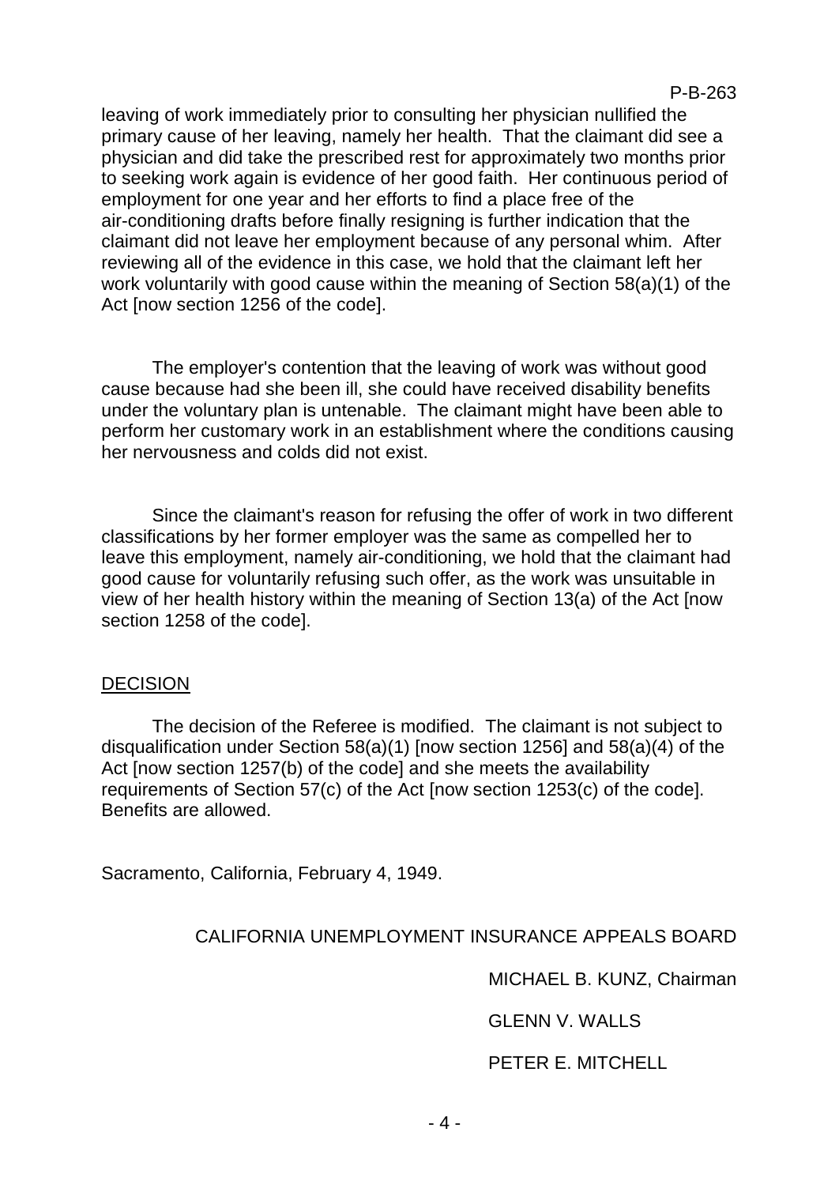leaving of work immediately prior to consulting her physician nullified the primary cause of her leaving, namely her health. That the claimant did see a physician and did take the prescribed rest for approximately two months prior to seeking work again is evidence of her good faith. Her continuous period of employment for one year and her efforts to find a place free of the air-conditioning drafts before finally resigning is further indication that the claimant did not leave her employment because of any personal whim. After reviewing all of the evidence in this case, we hold that the claimant left her work voluntarily with good cause within the meaning of Section 58(a)(1) of the Act [now section 1256 of the code].

The employer's contention that the leaving of work was without good cause because had she been ill, she could have received disability benefits under the voluntary plan is untenable. The claimant might have been able to perform her customary work in an establishment where the conditions causing her nervousness and colds did not exist.

Since the claimant's reason for refusing the offer of work in two different classifications by her former employer was the same as compelled her to leave this employment, namely air-conditioning, we hold that the claimant had good cause for voluntarily refusing such offer, as the work was unsuitable in view of her health history within the meaning of Section 13(a) of the Act [now section 1258 of the code].

## DECISION

The decision of the Referee is modified. The claimant is not subject to disqualification under Section 58(a)(1) [now section 1256] and 58(a)(4) of the Act [now section 1257(b) of the code] and she meets the availability requirements of Section 57(c) of the Act [now section 1253(c) of the code]. Benefits are allowed.

Sacramento, California, February 4, 1949.

CALIFORNIA UNEMPLOYMENT INSURANCE APPEALS BOARD

MICHAEL B. KUNZ, Chairman

GLENN V. WALLS

PETER E. MITCHELL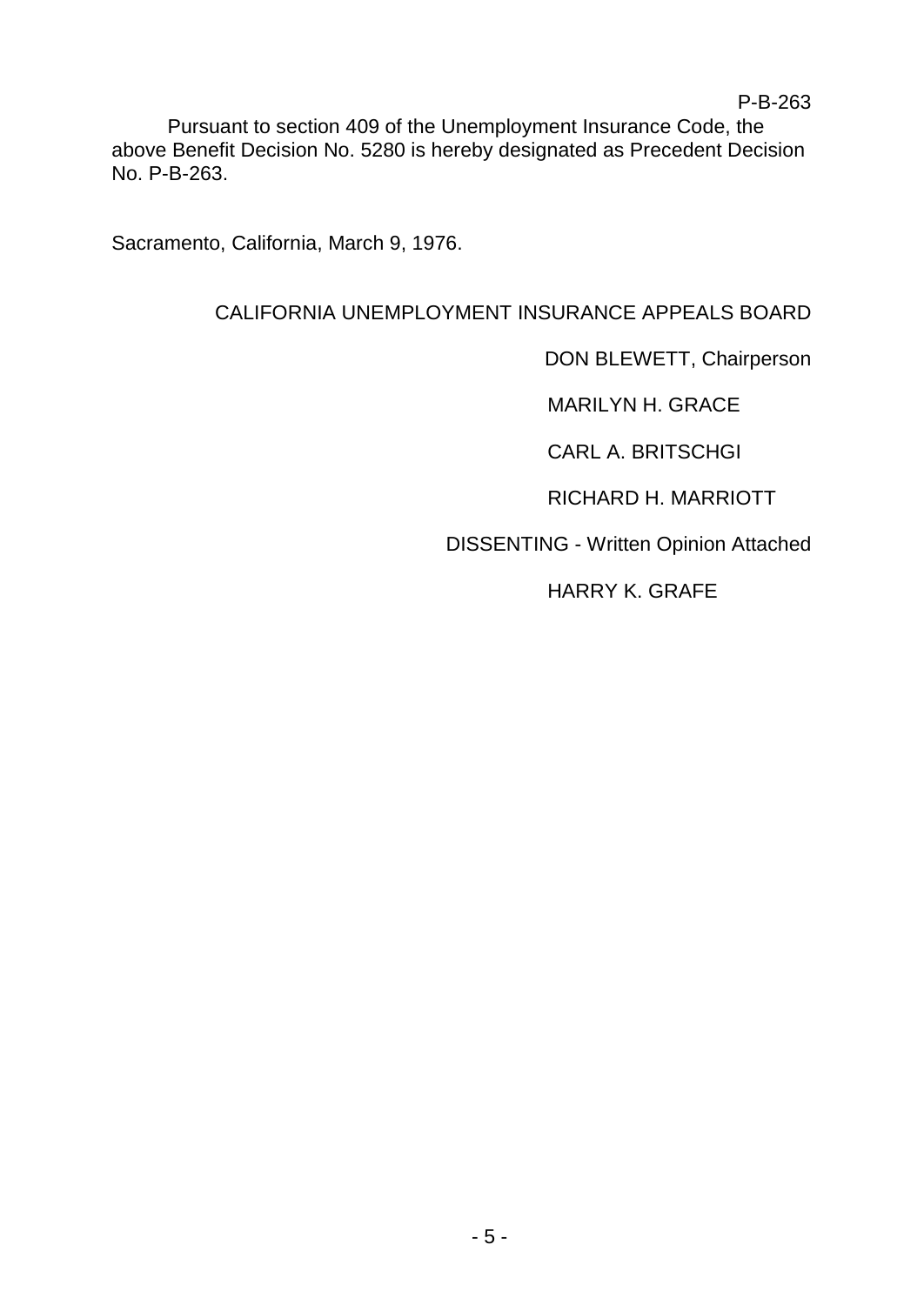Pursuant to section 409 of the Unemployment Insurance Code, the above Benefit Decision No. 5280 is hereby designated as Precedent Decision No. P-B-263.

Sacramento, California, March 9, 1976.

CALIFORNIA UNEMPLOYMENT INSURANCE APPEALS BOARD

DON BLEWETT, Chairperson

MARILYN H. GRACE

CARL A. BRITSCHGI

RICHARD H. MARRIOTT

DISSENTING - Written Opinion Attached

HARRY K. GRAFE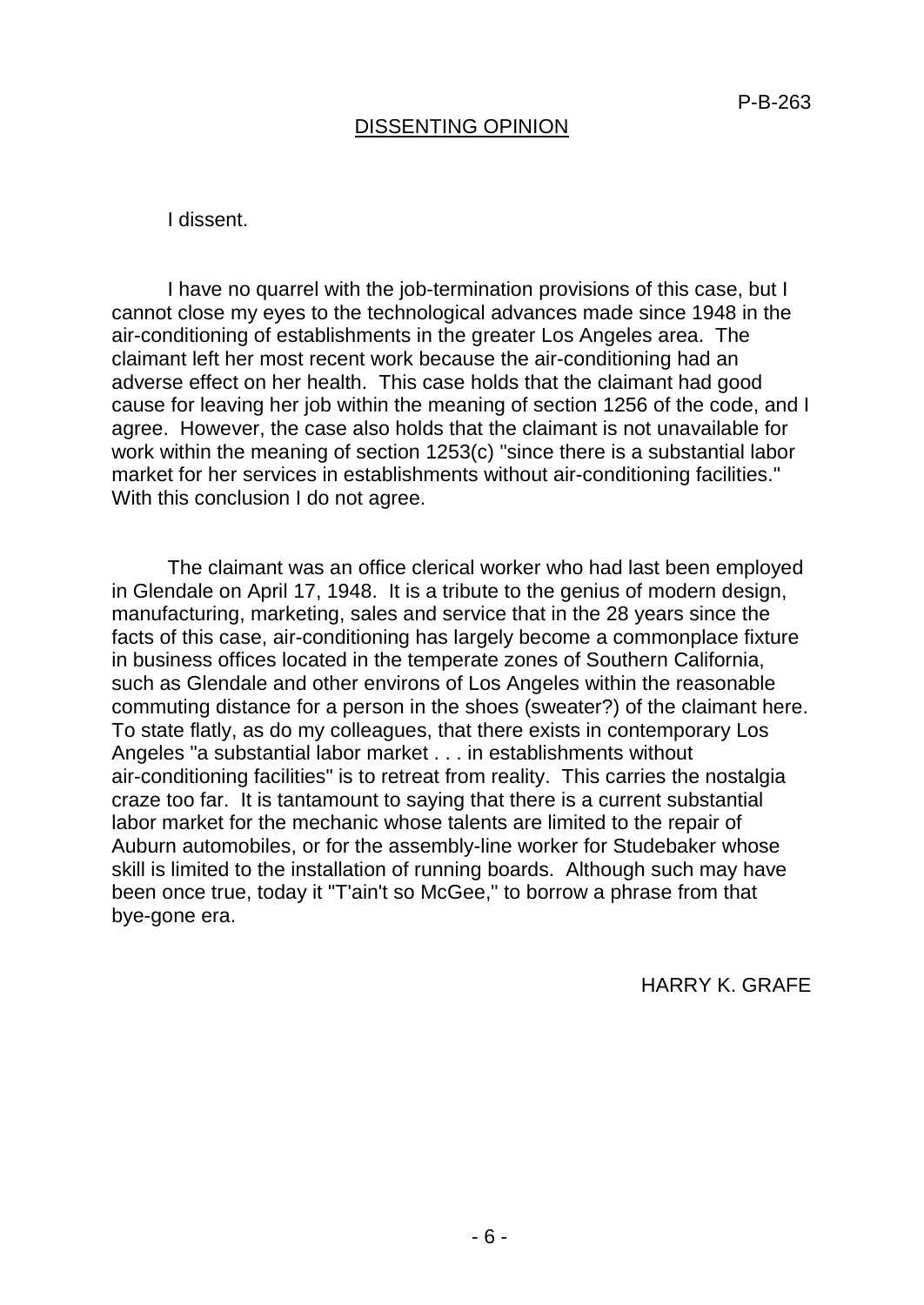## DISSENTING OPINION

I dissent.

I have no quarrel with the job-termination provisions of this case, but I cannot close my eyes to the technological advances made since 1948 in the air-conditioning of establishments in the greater Los Angeles area. The claimant left her most recent work because the air-conditioning had an adverse effect on her health. This case holds that the claimant had good cause for leaving her job within the meaning of section 1256 of the code, and I agree. However, the case also holds that the claimant is not unavailable for work within the meaning of section 1253(c) "since there is a substantial labor market for her services in establishments without air-conditioning facilities." With this conclusion I do not agree.

The claimant was an office clerical worker who had last been employed in Glendale on April 17, 1948. It is a tribute to the genius of modern design, manufacturing, marketing, sales and service that in the 28 years since the facts of this case, air-conditioning has largely become a commonplace fixture in business offices located in the temperate zones of Southern California, such as Glendale and other environs of Los Angeles within the reasonable commuting distance for a person in the shoes (sweater?) of the claimant here. To state flatly, as do my colleagues, that there exists in contemporary Los Angeles "a substantial labor market . . . in establishments without air-conditioning facilities" is to retreat from reality. This carries the nostalgia craze too far. It is tantamount to saying that there is a current substantial labor market for the mechanic whose talents are limited to the repair of Auburn automobiles, or for the assembly-line worker for Studebaker whose skill is limited to the installation of running boards. Although such may have been once true, today it "T'ain't so McGee," to borrow a phrase from that bye-gone era.

HARRY K. GRAFE